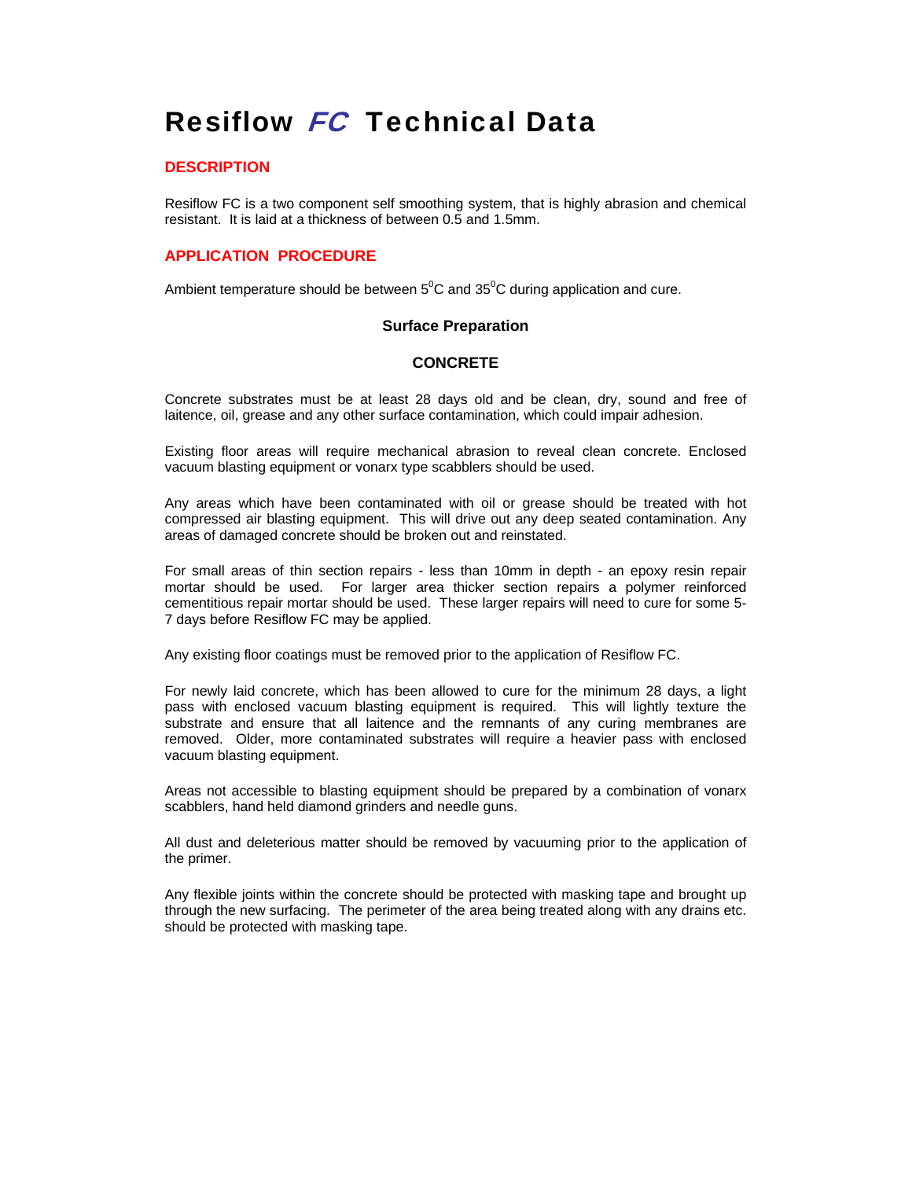# Resiflow *FC* Technical Data

## DESCRIPTION

Resiflow FC is a two component self smoothing system, that is highly abrasion and chemical resistant. It is laid at a thickness of between 0.5 and 1.5mm.

## APPLICATION PROCEDURE

Ambient temperature should be between $5^0$C and $35^0$C during application and cure.

### Surface Preparation

#### CONCRETE

Concrete substrates must be at least 28 days old and be clean, dry, sound and free of laitence, oil, grease and any other surface contamination, which could impair adhesion.

Existing floor areas will require mechanical abrasion to reveal clean concrete. Enclosed vacuum blasting equipment or vonarx type scabblers should be used.

Any areas which have been contaminated with oil or grease should be treated with hot compressed air blasting equipment. This will drive out any deep seated contamination. Any areas of damaged concrete should be broken out and reinstated.

For small areas of thin section repairs - less than 10mm in depth - an epoxy resin repair mortar should be used. For larger area thicker section repairs a polymer reinforced cementitious repair mortar should be used. These larger repairs will need to cure for some 5-7 days before Resiflow FC may be applied.

Any existing floor coatings must be removed prior to the application of Resiflow FC.

For newly laid concrete, which has been allowed to cure for the minimum 28 days, a light pass with enclosed vacuum blasting equipment is required. This will lightly texture the substrate and ensure that all laitence and the remnants of any curing membranes are removed. Older, more contaminated substrates will require a heavier pass with enclosed vacuum blasting equipment.

Areas not accessible to blasting equipment should be prepared by a combination of vonarx scabblers, hand held diamond grinders and needle guns.

All dust and deleterious matter should be removed by vacuuming prior to the application of the primer.

Any flexible joints within the concrete should be protected with masking tape and brought up through the new surfacing. The perimeter of the area being treated along with any drains etc. should be protected with masking tape.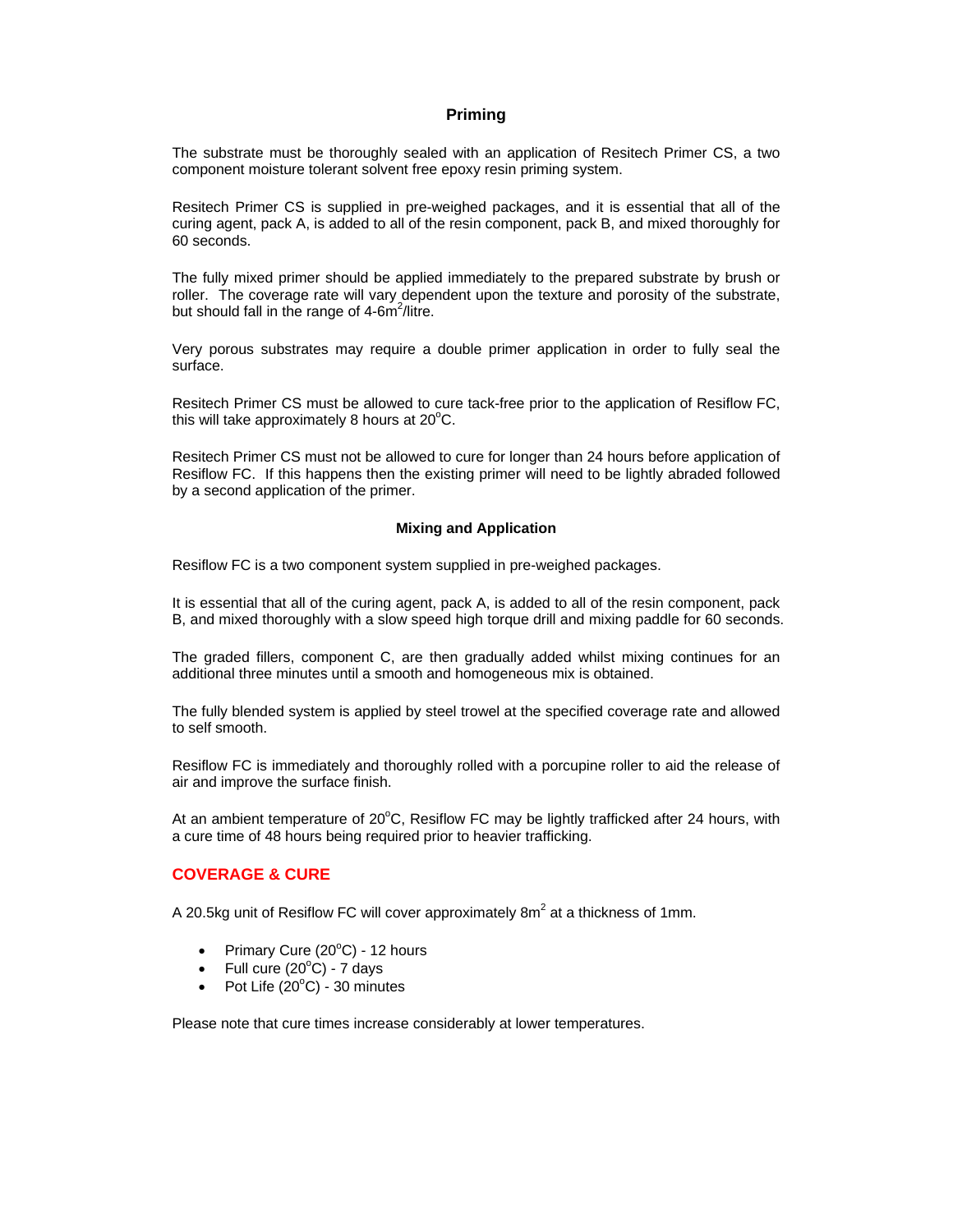## Priming

The substrate must be thoroughly sealed with an application of Resitech Primer CS, a two component moisture tolerant solvent free epoxy resin priming system.

Resitech Primer CS is supplied in pre-weighed packages, and it is essential that all of the curing agent, pack A, is added to all of the resin component, pack B, and mixed thoroughly for 60 seconds.

The fully mixed primer should be applied immediately to the prepared substrate by brush or roller. The coverage rate will vary dependent upon the texture and porosity of the substrate, but should fall in the range of 4-6m$^2$/litre.

Very porous substrates may require a double primer application in order to fully seal the surface.

Resitech Primer CS must be allowed to cure tack-free prior to the application of Resiflow FC, this will take approximately 8 hours at 20$^o$C.

Resitech Primer CS must not be allowed to cure for longer than 24 hours before application of Resiflow FC. If this happens then the existing primer will need to be lightly abraded followed by a second application of the primer.

## Mixing and Application

Resiflow FC is a two component system supplied in pre-weighed packages.

It is essential that all of the curing agent, pack A, is added to all of the resin component, pack B, and mixed thoroughly with a slow speed high torque drill and mixing paddle for 60 seconds.

The graded fillers, component C, are then gradually added whilst mixing continues for an additional three minutes until a smooth and homogeneous mix is obtained.

The fully blended system is applied by steel trowel at the specified coverage rate and allowed to self smooth.

Resiflow FC is immediately and thoroughly rolled with a porcupine roller to aid the release of air and improve the surface finish.

At an ambient temperature of 20$^o$C, Resiflow FC may be lightly trafficked after 24 hours, with a cure time of 48 hours being required prior to heavier trafficking.

## COVERAGE & CURE

A 20.5kg unit of Resiflow FC will cover approximately 8m$^2$ at a thickness of 1mm.

- Primary Cure (20$^o$C) - 12 hours
- Full cure (20$^o$C) - 7 days
- Pot Life (20$^o$C) - 30 minutes

Please note that cure times increase considerably at lower temperatures.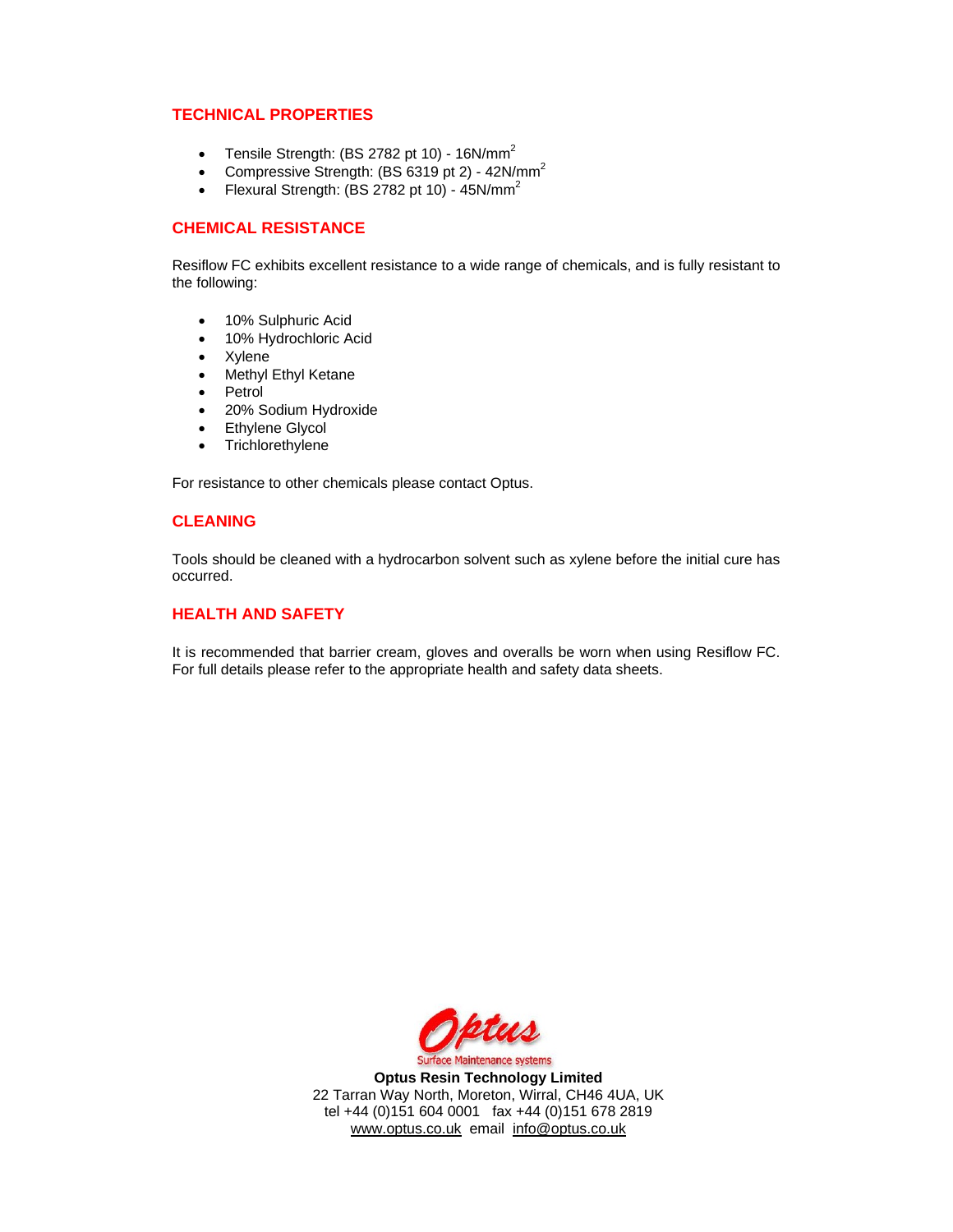## TECHNICAL PROPERTIES

- Tensile Strength: (BS 2782 pt 10) - 16N/mm$^2$
- Compressive Strength: (BS 6319 pt 2) - 42N/mm$^2$
- Flexural Strength: (BS 2782 pt 10) - 45N/mm$^2$

## CHEMICAL RESISTANCE

Resiflow FC exhibits excellent resistance to a wide range of chemicals, and is fully resistant to the following:

- 10% Sulphuric Acid
- 10% Hydrochloric Acid
- Xylene
- Methyl Ethyl Ketane
- Petrol
- 20% Sodium Hydroxide
- Ethylene Glycol
- Trichlorethylene

For resistance to other chemicals please contact Optus.

## CLEANING

Tools should be cleaned with a hydrocarbon solvent such as xylene before the initial cure has occurred.

## HEALTH AND SAFETY

It is recommended that barrier cream, gloves and overalls be worn when using Resiflow FC. For full details please refer to the appropriate health and safety data sheets.

Optus
Surface Maintenance systems

**Optus Resin Technology Limited**
22 Tarran Way North, Moreton, Wirral, CH46 4UA, UK
tel +44 (0)151 604 0001 fax +44 (0)151 678 2819
www.optus.co.uk email info@optus.co.uk